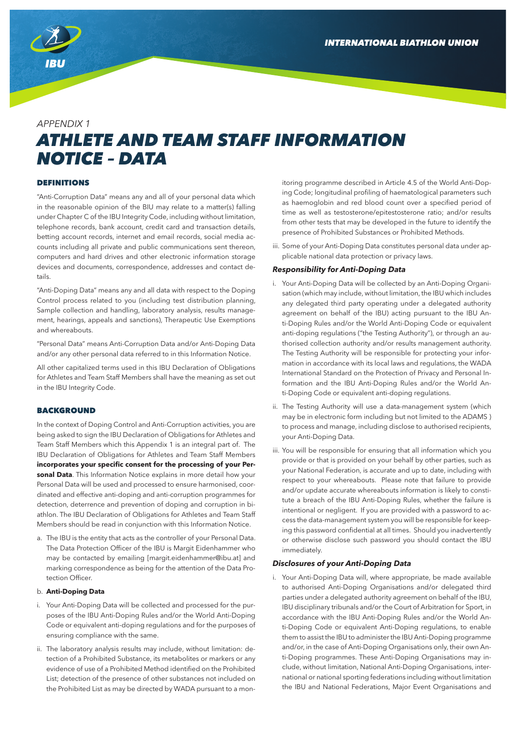APPENDIX 1

# ATHLETE AND TEAM STAFF INFORMATION NOTICE – DATA

## DEFINITIONS

"Anti-Corruption Data" means any and all of your personal data which in the reasonable opinion of the BIU may relate to a matter(s) falling under Chapter C of the IBU Integrity Code, including without limitation, telephone records, bank account, credit card and transaction details, betting account records, internet and email records, social media accounts including all private and public communications sent thereon, computers and hard drives and other electronic information storage devices and documents, correspondence, addresses and contact details.

"Anti-Doping Data" means any and all data with respect to the Doping Control process related to you (including test distribution planning, Sample collection and handling, laboratory analysis, results management, hearings, appeals and sanctions), Therapeutic Use Exemptions and whereabouts.

"Personal Data" means Anti-Corruption Data and/or Anti-Doping Data and/or any other personal data referred to in this Information Notice.

All other capitalized terms used in this IBU Declaration of Obligations for Athletes and Team Staff Members shall have the meaning as set out in the IBU Integrity Code.

## BACKGROUND

In the context of Doping Control and Anti-Corruption activities, you are being asked to sign the IBU Declaration of Obligations for Athletes and Team Staff Members which this Appendix 1 is an integral part of. The IBU Declaration of Obligations for Athletes and Team Staff Members **incorporates your specific consent for the processing of your Personal Data**. This Information Notice explains in more detail how your Personal Data will be used and processed to ensure harmonised, coordinated and effective anti-doping and anti-corruption programmes for detection, deterrence and prevention of doping and corruption in biathlon. The IBU Declaration of Obligations for Athletes and Team Staff Members should be read in conjunction with this Information Notice.

a. The IBU is the entity that acts as the controller of your Personal Data. The Data Protection Officer of the IBU is Margit Eidenhammer who may be contacted by emailing [margit.eidenhammer@ibu.at] and marking correspondence as being for the attention of the Data Protection Officer.

b. **Anti-Doping Data**

i. Your Anti-Doping Data will be collected and processed for the purposes of the IBU Anti-Doping Rules and/or the World Anti-Doping Code or equivalent anti-doping regulations and for the purposes of ensuring compliance with the same.

ii. The laboratory analysis results may include, without limitation: detection of a Prohibited Substance, its metabolites or markers or any evidence of use of a Prohibited Method identified on the Prohibited List; detection of the presence of other substances not included on the Prohibited List as may be directed by WADA pursuant to a monitoring programme described in Article 4.5 of the World Anti-Doping Code; longitudinal profiling of haematological parameters such as haemoglobin and red blood count over a specified period of time as well as testosterone/epitestosterone ratio; and/or results from other tests that may be developed in the future to identify the presence of Prohibited Substances or Prohibited Methods.

iii. Some of your Anti-Doping Data constitutes personal data under applicable national data protection or privacy laws.

### *Responsibility for Anti-Doping Data*

i. Your Anti-Doping Data will be collected by an Anti-Doping Organisation (which may include, without limitation, the IBU which includes any delegated third party operating under a delegated authority agreement on behalf of the IBU) acting pursuant to the IBU Anti-Doping Rules and/or the World Anti-Doping Code or equivalent anti-doping regulations ("the Testing Authority"), or through an authorised collection authority and/or results management authority. The Testing Authority will be responsible for protecting your information in accordance with its local laws and regulations, the WADA International Standard on the Protection of Privacy and Personal Information and the IBU Anti-Doping Rules and/or the World Anti-Doping Code or equivalent anti-doping regulations.

ii. The Testing Authority will use a data-management system (which may be in electronic form including but not limited to the ADAMS ) to process and manage, including disclose to authorised recipients, your Anti-Doping Data.

iii. You will be responsible for ensuring that all information which you provide or that is provided on your behalf by other parties, such as your National Federation, is accurate and up to date, including with respect to your whereabouts. Please note that failure to provide and/or update accurate whereabouts information is likely to constitute a breach of the IBU Anti-Doping Rules, whether the failure is intentional or negligent. If you are provided with a password to access the data-management system you will be responsible for keeping this password confidential at all times. Should you inadvertently or otherwise disclose such password you should contact the IBU immediately.

### *Disclosures of your Anti-Doping Data*

i. Your Anti-Doping Data will, where appropriate, be made available to authorised Anti-Doping Organisations and/or delegated third parties under a delegated authority agreement on behalf of the IBU, IBU disciplinary tribunals and/or the Court of Arbitration for Sport, in accordance with the IBU Anti-Doping Rules and/or the World Anti-Doping Code or equivalent Anti-Doping regulations, to enable them to assist the IBU to administer the IBU Anti-Doping programme and/or, in the case of Anti-Doping Organisations only, their own Anti-Doping programmes. These Anti-Doping Organisations may include, without limitation, National Anti-Doping Organisations, international or national sporting federations including without limitation the IBU and National Federations, Major Event Organisations and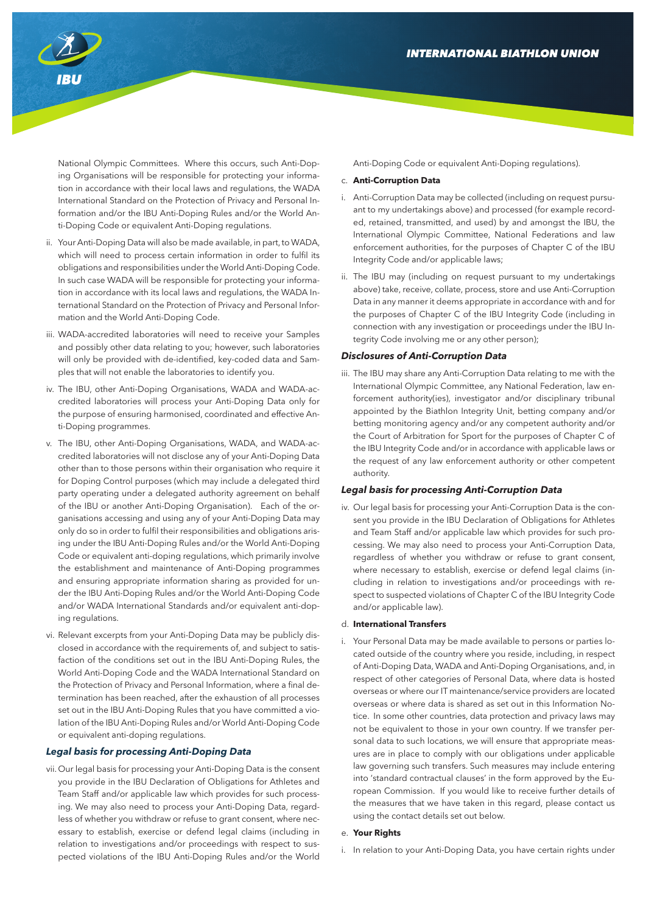National Olympic Committees. Where this occurs, such Anti-Doping Organisations will be responsible for protecting your information in accordance with their local laws and regulations, the WADA International Standard on the Protection of Privacy and Personal Information and/or the IBU Anti-Doping Rules and/or the World Anti-Doping Code or equivalent Anti-Doping regulations.

ii. Your Anti-Doping Data will also be made available, in part, to WADA, which will need to process certain information in order to fulfil its obligations and responsibilities under the World Anti-Doping Code. In such case WADA will be responsible for protecting your information in accordance with its local laws and regulations, the WADA International Standard on the Protection of Privacy and Personal Information and the World Anti-Doping Code.

iii. WADA-accredited laboratories will need to receive your Samples and possibly other data relating to you; however, such laboratories will only be provided with de-identified, key-coded data and Samples that will not enable the laboratories to identify you.

iv. The IBU, other Anti-Doping Organisations, WADA and WADA-accredited laboratories will process your Anti-Doping Data only for the purpose of ensuring harmonised, coordinated and effective Anti-Doping programmes.

v. The IBU, other Anti-Doping Organisations, WADA, and WADA-accredited laboratories will not disclose any of your Anti-Doping Data other than to those persons within their organisation who require it for Doping Control purposes (which may include a delegated third party operating under a delegated authority agreement on behalf of the IBU or another Anti-Doping Organisation). Each of the organisations accessing and using any of your Anti-Doping Data may only do so in order to fulfil their responsibilities and obligations arising under the IBU Anti-Doping Rules and/or the World Anti-Doping Code or equivalent anti-doping regulations, which primarily involve the establishment and maintenance of Anti-Doping programmes and ensuring appropriate information sharing as provided for under the IBU Anti-Doping Rules and/or the World Anti-Doping Code and/or WADA International Standards and/or equivalent anti-doping regulations.

vi. Relevant excerpts from your Anti-Doping Data may be publicly disclosed in accordance with the requirements of, and subject to satisfaction of the conditions set out in the IBU Anti-Doping Rules, the World Anti-Doping Code and the WADA International Standard on the Protection of Privacy and Personal Information, where a final determination has been reached, after the exhaustion of all processes set out in the IBU Anti-Doping Rules that you have committed a violation of the IBU Anti-Doping Rules and/or World Anti-Doping Code or equivalent anti-doping regulations.

#### *Legal basis for processing Anti-Doping Data*

vii. Our legal basis for processing your Anti-Doping Data is the consent you provide in the IBU Declaration of Obligations for Athletes and Team Staff and/or applicable law which provides for such processing. We may also need to process your Anti-Doping Data, regardless of whether you withdraw or refuse to grant consent, where necessary to establish, exercise or defend legal claims (including in relation to investigations and/or proceedings with respect to suspected violations of the IBU Anti-Doping Rules and/or the World Anti-Doping Code or equivalent Anti-Doping regulations).

### c. **Anti-Corruption Data**

i. Anti-Corruption Data may be collected (including on request pursuant to my undertakings above) and processed (for example recorded, retained, transmitted, and used) by and amongst the IBU, the International Olympic Committee, National Federations and law enforcement authorities, for the purposes of Chapter C of the IBU Integrity Code and/or applicable laws;

ii. The IBU may (including on request pursuant to my undertakings above) take, receive, collate, process, store and use Anti-Corruption Data in any manner it deems appropriate in accordance with and for the purposes of Chapter C of the IBU Integrity Code (including in connection with any investigation or proceedings under the IBU Integrity Code involving me or any other person);

#### *Disclosures of Anti-Corruption Data*

iii. The IBU may share any Anti-Corruption Data relating to me with the International Olympic Committee, any National Federation, law enforcement authority(ies), investigator and/or disciplinary tribunal appointed by the Biathlon Integrity Unit, betting company and/or betting monitoring agency and/or any competent authority and/or the Court of Arbitration for Sport for the purposes of Chapter C of the IBU Integrity Code and/or in accordance with applicable laws or the request of any law enforcement authority or other competent authority.

#### *Legal basis for processing Anti-Corruption Data*

iv. Our legal basis for processing your Anti-Corruption Data is the consent you provide in the IBU Declaration of Obligations for Athletes and Team Staff and/or applicable law which provides for such processing. We may also need to process your Anti-Corruption Data, regardless of whether you withdraw or refuse to grant consent, where necessary to establish, exercise or defend legal claims (including in relation to investigations and/or proceedings with respect to suspected violations of Chapter C of the IBU Integrity Code and/or applicable law).

### d. **International Transfers**

i. Your Personal Data may be made available to persons or parties located outside of the country where you reside, including, in respect of Anti-Doping Data, WADA and Anti-Doping Organisations, and, in respect of other categories of Personal Data, where data is hosted overseas or where our IT maintenance/service providers are located overseas or where data is shared as set out in this Information Notice. In some other countries, data protection and privacy laws may not be equivalent to those in your own country. If we transfer personal data to such locations, we will ensure that appropriate measures are in place to comply with our obligations under applicable law governing such transfers. Such measures may include entering into 'standard contractual clauses' in the form approved by the European Commission. If you would like to receive further details of the measures that we have taken in this regard, please contact us using the contact details set out below.

### e. **Your Rights**

i. In relation to your Anti-Doping Data, you have certain rights under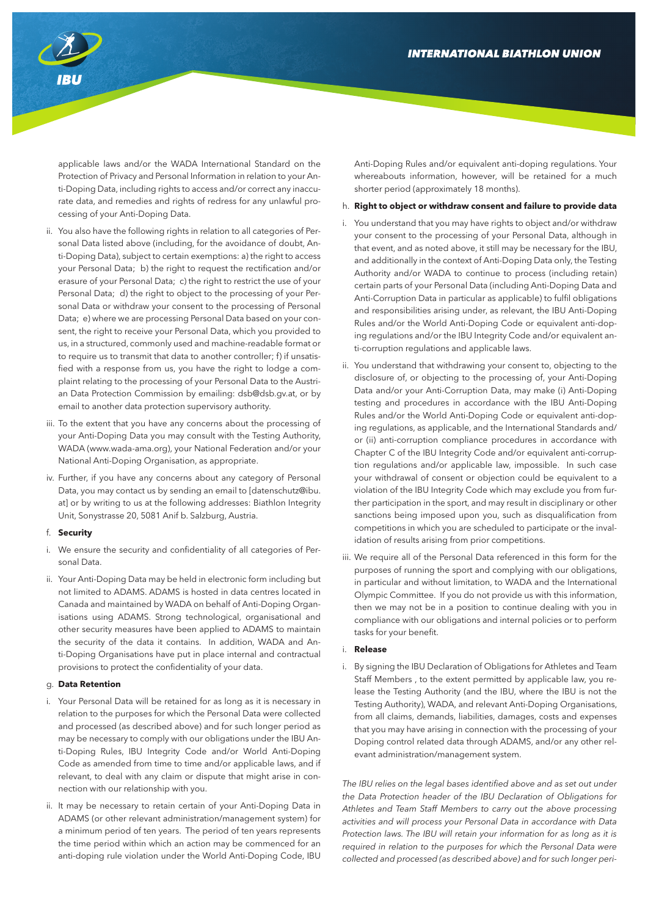applicable laws and/or the WADA International Standard on the Protection of Privacy and Personal Information in relation to your Anti-Doping Data, including rights to access and/or correct any inaccurate data, and remedies and rights of redress for any unlawful processing of your Anti-Doping Data.

ii. You also have the following rights in relation to all categories of Personal Data listed above (including, for the avoidance of doubt, Anti-Doping Data), subject to certain exemptions: a) the right to access your Personal Data; b) the right to request the rectification and/or erasure of your Personal Data; c) the right to restrict the use of your Personal Data; d) the right to object to the processing of your Personal Data or withdraw your consent to the processing of Personal Data; e) where we are processing Personal Data based on your consent, the right to receive your Personal Data, which you provided to us, in a structured, commonly used and machine-readable format or to require us to transmit that data to another controller; f) if unsatisfied with a response from us, you have the right to lodge a complaint relating to the processing of your Personal Data to the Austrian Data Protection Commission by emailing: dsb@dsb.gv.at, or by email to another data protection supervisory authority.

iii. To the extent that you have any concerns about the processing of your Anti-Doping Data you may consult with the Testing Authority, WADA (www.wada-ama.org), your National Federation and/or your National Anti-Doping Organisation, as appropriate.

iv. Further, if you have any concerns about any category of Personal Data, you may contact us by sending an email to [datenschutz@ibu.at] or by writing to us at the following addresses: Biathlon Integrity Unit, Sonystrasse 20, 5081 Anif b. Salzburg, Austria.

f. **Security**

i. We ensure the security and confidentiality of all categories of Personal Data.

ii. Your Anti-Doping Data may be held in electronic form including but not limited to ADAMS. ADAMS is hosted in data centres located in Canada and maintained by WADA on behalf of Anti-Doping Organisations using ADAMS. Strong technological, organisational and other security measures have been applied to ADAMS to maintain the security of the data it contains. In addition, WADA and Anti-Doping Organisations have put in place internal and contractual provisions to protect the confidentiality of your data.

g. **Data Retention**

i. Your Personal Data will be retained for as long as it is necessary in relation to the purposes for which the Personal Data were collected and processed (as described above) and for such longer period as may be necessary to comply with our obligations under the IBU Anti-Doping Rules, IBU Integrity Code and/or World Anti-Doping Code as amended from time to time and/or applicable laws, and if relevant, to deal with any claim or dispute that might arise in connection with our relationship with you.

ii. It may be necessary to retain certain of your Anti-Doping Data in ADAMS (or other relevant administration/management system) for a minimum period of ten years. The period of ten years represents the time period within which an action may be commenced for an anti-doping rule violation under the World Anti-Doping Code, IBU Anti-Doping Rules and/or equivalent anti-doping regulations. Your whereabouts information, however, will be retained for a much shorter period (approximately 18 months).

h. **Right to object or withdraw consent and failure to provide data**

i. You understand that you may have rights to object and/or withdraw your consent to the processing of your Personal Data, although in that event, and as noted above, it still may be necessary for the IBU, and additionally in the context of Anti-Doping Data only, the Testing Authority and/or WADA to continue to process (including retain) certain parts of your Personal Data (including Anti-Doping Data and Anti-Corruption Data in particular as applicable) to fulfil obligations and responsibilities arising under, as relevant, the IBU Anti-Doping Rules and/or the World Anti-Doping Code or equivalent anti-doping regulations and/or the IBU Integrity Code and/or equivalent anti-corruption regulations and applicable laws.

ii. You understand that withdrawing your consent to, objecting to the disclosure of, or objecting to the processing of, your Anti-Doping Data and/or your Anti-Corruption Data, may make (i) Anti-Doping testing and procedures in accordance with the IBU Anti-Doping Rules and/or the World Anti-Doping Code or equivalent anti-doping regulations, as applicable, and the International Standards and/or (ii) anti-corruption compliance procedures in accordance with Chapter C of the IBU Integrity Code and/or equivalent anti-corruption regulations and/or applicable law, impossible. In such case your withdrawal of consent or objection could be equivalent to a violation of the IBU Integrity Code which may exclude you from further participation in the sport, and may result in disciplinary or other sanctions being imposed upon you, such as disqualification from competitions in which you are scheduled to participate or the invalidation of results arising from prior competitions.

iii. We require all of the Personal Data referenced in this form for the purposes of running the sport and complying with our obligations, in particular and without limitation, to WADA and the International Olympic Committee. If you do not provide us with this information, then we may not be in a position to continue dealing with you in compliance with our obligations and internal policies or to perform tasks for your benefit.

i. **Release**

i. By signing the IBU Declaration of Obligations for Athletes and Team Staff Members , to the extent permitted by applicable law, you release the Testing Authority (and the IBU, where the IBU is not the Testing Authority), WADA, and relevant Anti-Doping Organisations, from all claims, demands, liabilities, damages, costs and expenses that you may have arising in connection with the processing of your Doping control related data through ADAMS, and/or any other relevant administration/management system.

*The IBU relies on the legal bases identified above and as set out under the Data Protection header of the IBU Declaration of Obligations for Athletes and Team Staff Members to carry out the above processing activities and will process your Personal Data in accordance with Data Protection laws. The IBU will retain your information for as long as it is required in relation to the purposes for which the Personal Data were collected and processed (as described above) and for such longer peri-*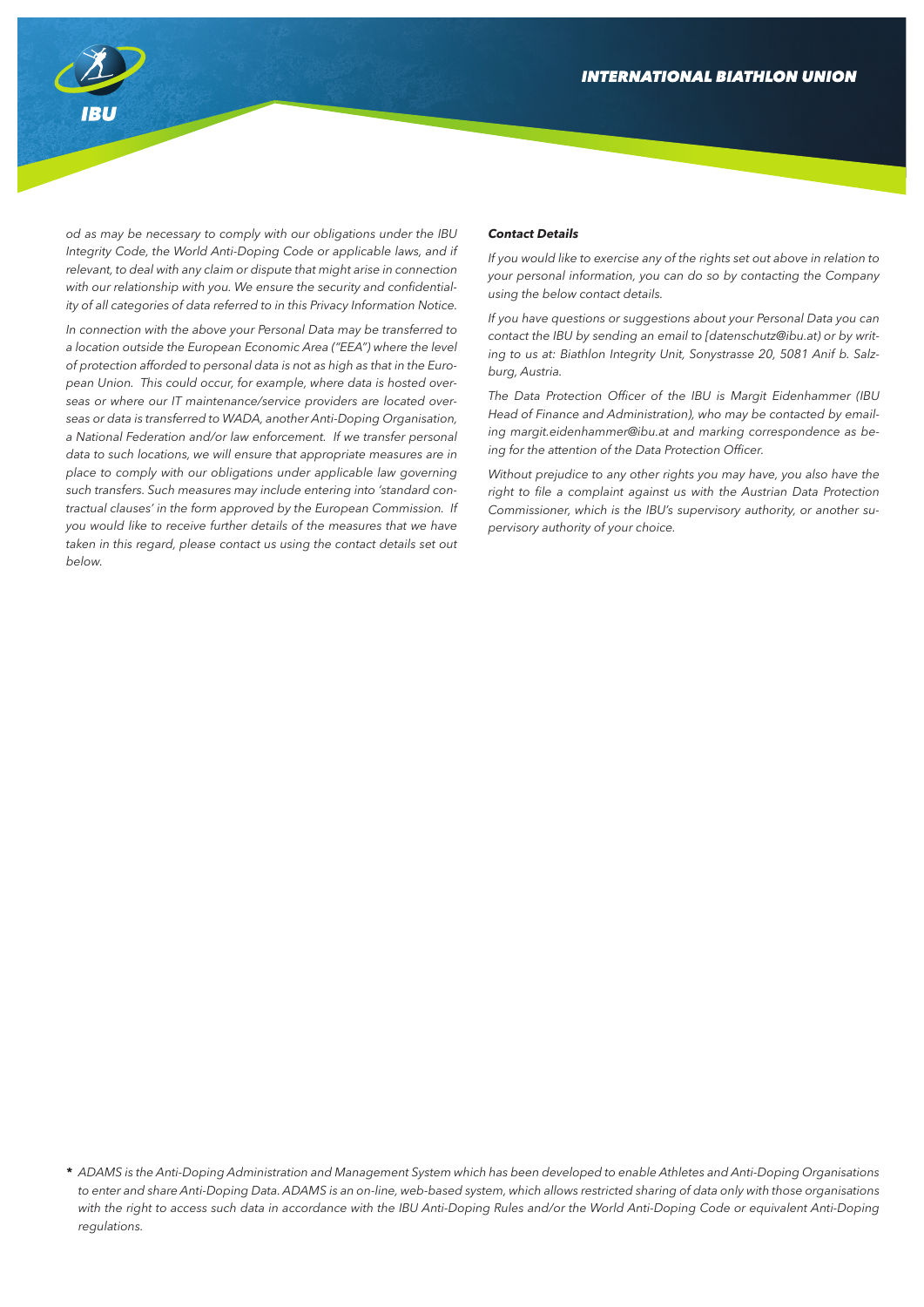*od as may be necessary to comply with our obligations under the IBU Integrity Code, the World Anti-Doping Code or applicable laws, and if relevant, to deal with any claim or dispute that might arise in connection with our relationship with you. We ensure the security and confidentiality of all categories of data referred to in this Privacy Information Notice.*

*In connection with the above your Personal Data may be transferred to a location outside the European Economic Area ("EEA") where the level of protection afforded to personal data is not as high as that in the European Union. This could occur, for example, where data is hosted overseas or where our IT maintenance/service providers are located overseas or data is transferred to WADA, another Anti-Doping Organisation, a National Federation and/or law enforcement. If we transfer personal data to such locations, we will ensure that appropriate measures are in place to comply with our obligations under applicable law governing such transfers. Such measures may include entering into 'standard contractual clauses' in the form approved by the European Commission. If you would like to receive further details of the measures that we have taken in this regard, please contact us using the contact details set out below.*

### *Contact Details*

*If you would like to exercise any of the rights set out above in relation to your personal information, you can do so by contacting the Company using the below contact details.*

*If you have questions or suggestions about your Personal Data you can contact the IBU by sending an email to [datenschutz@ibu.at) or by writing to us at: Biathlon Integrity Unit, Sonystrasse 20, 5081 Anif b. Salzburg, Austria.*

*The Data Protection Officer of the IBU is Margit Eidenhammer (IBU Head of Finance and Administration), who may be contacted by emailing margit.eidenhammer@ibu.at and marking correspondence as being for the attention of the Data Protection Officer.*

*Without prejudice to any other rights you may have, you also have the right to file a complaint against us with the Austrian Data Protection Commissioner, which is the IBU's supervisory authority, or another supervisory authority of your choice.*

\* *ADAMS is the Anti-Doping Administration and Management System which has been developed to enable Athletes and Anti-Doping Organisations to enter and share Anti-Doping Data. ADAMS is an on-line, web-based system, which allows restricted sharing of data only with those organisations with the right to access such data in accordance with the IBU Anti-Doping Rules and/or the World Anti-Doping Code or equivalent Anti-Doping regulations.*